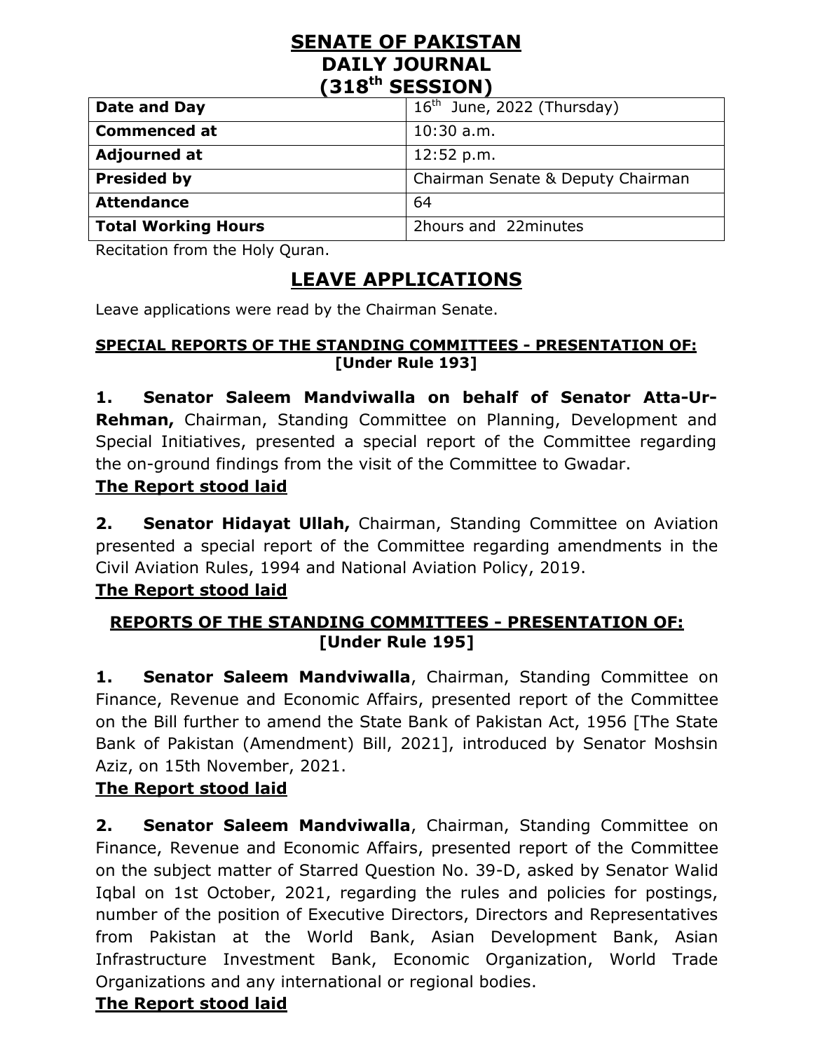# SENATE OF PAKISTAN
# DAILY JOURNAL
# (318th SESSION)

| **Date and Day** | 16th June, 2022 (Thursday) |
|---|---|
| **Commenced at** | 10:30 a.m. |
| **Adjourned at** | 12:52 p.m. |
| **Presided by** | Chairman Senate & Deputy Chairman |
| **Attendance** | 64 |
| **Total Working Hours** | 2hours and 22minutes |

Recitation from the Holy Quran.

## LEAVE APPLICATIONS

Leave applications were read by the Chairman Senate.

### SPECIAL REPORTS OF THE STANDING COMMITTEES - PRESENTATION OF: [Under Rule 193]

**1. Senator Saleem Mandviwalla on behalf of Senator Atta-Ur-Rehman,** Chairman, Standing Committee on Planning, Development and Special Initiatives, presented a special report of the Committee regarding the on-ground findings from the visit of the Committee to Gwadar.

**The Report stood laid**

**2. Senator Hidayat Ullah,** Chairman, Standing Committee on Aviation presented a special report of the Committee regarding amendments in the Civil Aviation Rules, 1994 and National Aviation Policy, 2019.

**The Report stood laid**

### REPORTS OF THE STANDING COMMITTEES - PRESENTATION OF: [Under Rule 195]

**1. Senator Saleem Mandviwalla**, Chairman, Standing Committee on Finance, Revenue and Economic Affairs, presented report of the Committee on the Bill further to amend the State Bank of Pakistan Act, 1956 [The State Bank of Pakistan (Amendment) Bill, 2021], introduced by Senator Moshsin Aziz, on 15th November, 2021.

**The Report stood laid**

**2. Senator Saleem Mandviwalla**, Chairman, Standing Committee on Finance, Revenue and Economic Affairs, presented report of the Committee on the subject matter of Starred Question No. 39-D, asked by Senator Walid Iqbal on 1st October, 2021, regarding the rules and policies for postings, number of the position of Executive Directors, Directors and Representatives from Pakistan at the World Bank, Asian Development Bank, Asian Infrastructure Investment Bank, Economic Organization, World Trade Organizations and any international or regional bodies.

**The Report stood laid**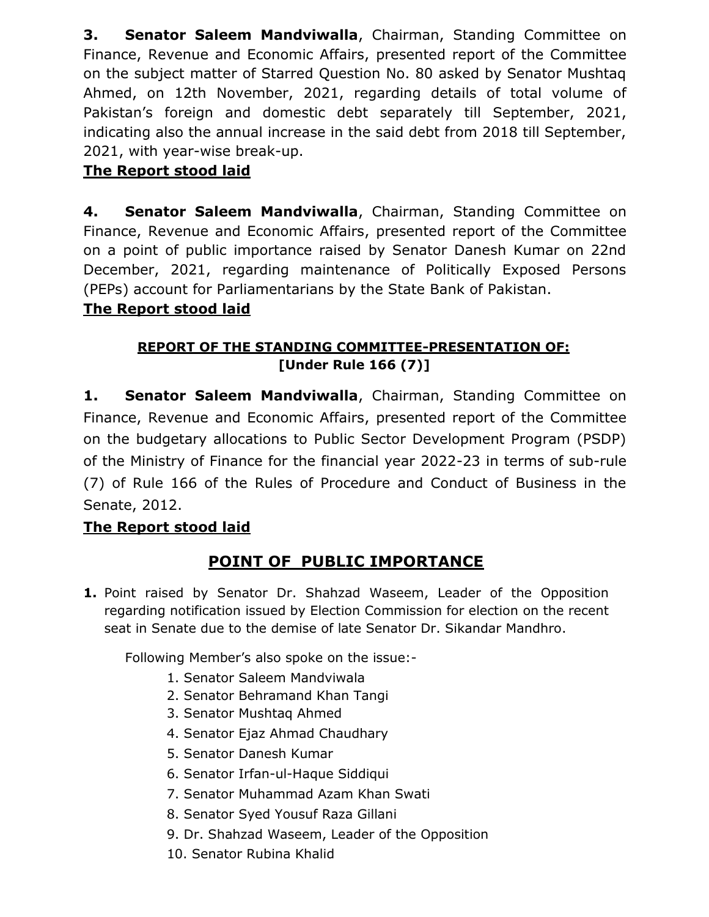**3.** **Senator Saleem Mandviwalla**, Chairman, Standing Committee on Finance, Revenue and Economic Affairs, presented report of the Committee on the subject matter of Starred Question No. 80 asked by Senator Mushtaq Ahmed, on 12th November, 2021, regarding details of total volume of Pakistan's foreign and domestic debt separately till September, 2021, indicating also the annual increase in the said debt from 2018 till September, 2021, with year-wise break-up.

**The Report stood laid**

**4.** **Senator Saleem Mandviwalla**, Chairman, Standing Committee on Finance, Revenue and Economic Affairs, presented report of the Committee on a point of public importance raised by Senator Danesh Kumar on 22nd December, 2021, regarding maintenance of Politically Exposed Persons (PEPs) account for Parliamentarians by the State Bank of Pakistan.

**The Report stood laid**

**REPORT OF THE STANDING COMMITTEE-PRESENTATION OF:**
**[Under Rule 166 (7)]**

**1.** **Senator Saleem Mandviwalla**, Chairman, Standing Committee on Finance, Revenue and Economic Affairs, presented report of the Committee on the budgetary allocations to Public Sector Development Program (PSDP) of the Ministry of Finance for the financial year 2022-23 in terms of sub-rule (7) of Rule 166 of the Rules of Procedure and Conduct of Business in the Senate, 2012.

**The Report stood laid**

## POINT OF PUBLIC IMPORTANCE

**1.** Point raised by Senator Dr. Shahzad Waseem, Leader of the Opposition regarding notification issued by Election Commission for election on the recent seat in Senate due to the demise of late Senator Dr. Sikandar Mandhro.

Following Member's also spoke on the issue:-

1. Senator Saleem Mandviwala
2. Senator Behramand Khan Tangi
3. Senator Mushtaq Ahmed
4. Senator Ejaz Ahmad Chaudhary
5. Senator Danesh Kumar
6. Senator Irfan-ul-Haque Siddiqui
7. Senator Muhammad Azam Khan Swati
8. Senator Syed Yousuf Raza Gillani
9. Dr. Shahzad Waseem, Leader of the Opposition
10. Senator Rubina Khalid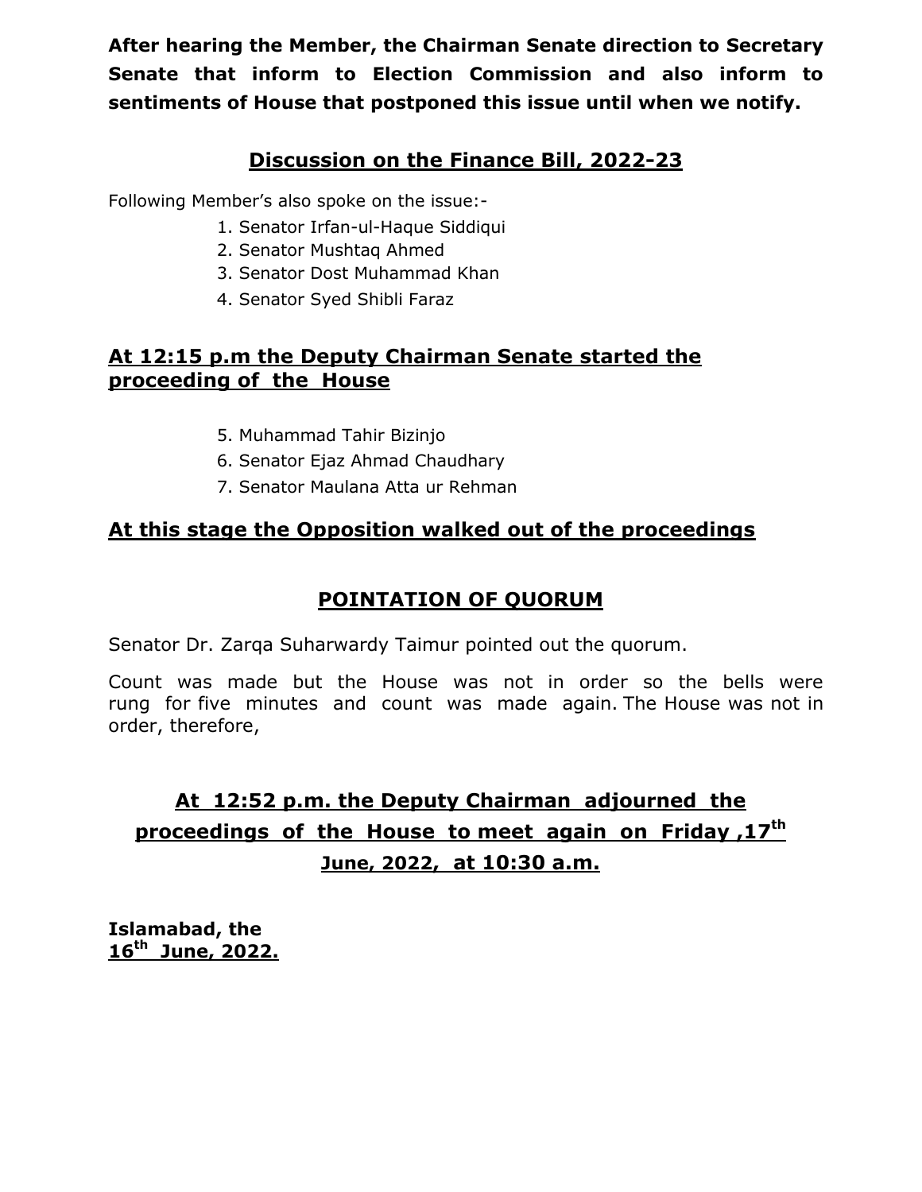**After hearing the Member, the Chairman Senate direction to Secretary Senate that inform to Election Commission and also inform to sentiments of House that postponed this issue until when we notify.**

## Discussion on the Finance Bill, 2022-23

Following Member's also spoke on the issue:-

1. Senator Irfan-ul-Haque Siddiqui
2. Senator Mushtaq Ahmed
3. Senator Dost Muhammad Khan
4. Senator Syed Shibli Faraz

## At 12:15 p.m the Deputy Chairman Senate started the proceeding of the House

5. Muhammad Tahir Bizinjo
6. Senator Ejaz Ahmad Chaudhary
7. Senator Maulana Atta ur Rehman

## At this stage the Opposition walked out of the proceedings

## POINTATION OF QUORUM

Senator Dr. Zarqa Suharwardy Taimur pointed out the quorum.

Count was made but the House was not in order so the bells were rung for five minutes and count was made again. The House was not in order, therefore,

## At 12:52 p.m. the Deputy Chairman adjourned the proceedings of the House to meet again on Friday ,17th June, 2022, at 10:30 a.m.

**Islamabad, the**
**16th June, 2022.**